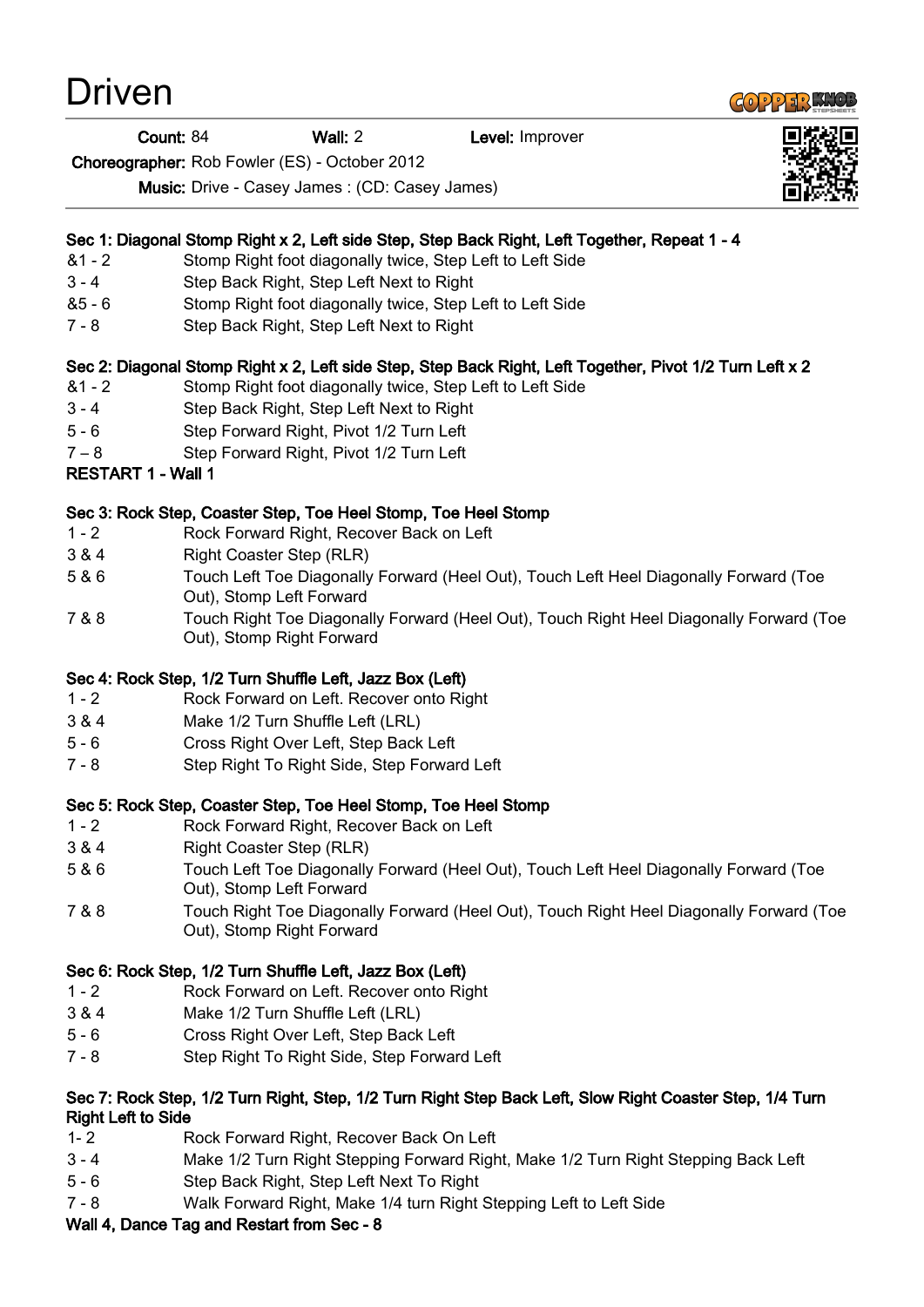# Driven

**Count:** 84 **Wall:** 2 **Level:** Improver

**Choreographer:** Rob Fowler (ES) - October 2012

**Music:** Drive - Casey James : (CD: Casey James)

**Sec 1: Diagonal Stomp Right x 2, Left side Step, Step Back Right, Left Together, Repeat 1 - 4**

| | |
|---|---|
| &1 - 2 | Stomp Right foot diagonally twice, Step Left to Left Side |
| 3 - 4 | Step Back Right, Step Left Next to Right |
| &5 - 6 | Stomp Right foot diagonally twice, Step Left to Left Side |
| 7 - 8 | Step Back Right, Step Left Next to Right |

**Sec 2: Diagonal Stomp Right x 2, Left side Step, Step Back Right, Left Together, Pivot 1/2 Turn Left x 2**

| | |
|---|---|
| &1 - 2 | Stomp Right foot diagonally twice, Step Left to Left Side |
| 3 - 4 | Step Back Right, Step Left Next to Right |
| 5 - 6 | Step Forward Right, Pivot 1/2 Turn Left |
| 7 – 8 | Step Forward Right, Pivot 1/2 Turn Left |

**RESTART 1 - Wall 1**

**Sec 3: Rock Step, Coaster Step, Toe Heel Stomp, Toe Heel Stomp**

| | |
|---|---|
| 1 - 2 | Rock Forward Right, Recover Back on Left |
| 3 & 4 | Right Coaster Step (RLR) |
| 5 & 6 | Touch Left Toe Diagonally Forward (Heel Out), Touch Left Heel Diagonally Forward (Toe Out), Stomp Left Forward |
| 7 & 8 | Touch Right Toe Diagonally Forward (Heel Out), Touch Right Heel Diagonally Forward (Toe Out), Stomp Right Forward |

**Sec 4: Rock Step, 1/2 Turn Shuffle Left, Jazz Box (Left)**

| | |
|---|---|
| 1 - 2 | Rock Forward on Left. Recover onto Right |
| 3 & 4 | Make 1/2 Turn Shuffle Left (LRL) |
| 5 - 6 | Cross Right Over Left, Step Back Left |
| 7 - 8 | Step Right To Right Side, Step Forward Left |

**Sec 5: Rock Step, Coaster Step, Toe Heel Stomp, Toe Heel Stomp**

| | |
|---|---|
| 1 - 2 | Rock Forward Right, Recover Back on Left |
| 3 & 4 | Right Coaster Step (RLR) |
| 5 & 6 | Touch Left Toe Diagonally Forward (Heel Out), Touch Left Heel Diagonally Forward (Toe Out), Stomp Left Forward |
| 7 & 8 | Touch Right Toe Diagonally Forward (Heel Out), Touch Right Heel Diagonally Forward (Toe Out), Stomp Right Forward |

**Sec 6: Rock Step, 1/2 Turn Shuffle Left, Jazz Box (Left)**

| | |
|---|---|
| 1 - 2 | Rock Forward on Left. Recover onto Right |
| 3 & 4 | Make 1/2 Turn Shuffle Left (LRL) |
| 5 - 6 | Cross Right Over Left, Step Back Left |
| 7 - 8 | Step Right To Right Side, Step Forward Left |

**Sec 7: Rock Step, 1/2 Turn Right, Step, 1/2 Turn Right Step Back Left, Slow Right Coaster Step, 1/4 Turn Right Left to Side**

| | |
|---|---|
| 1- 2 | Rock Forward Right, Recover Back On Left |
| 3 - 4 | Make 1/2 Turn Right Stepping Forward Right, Make 1/2 Turn Right Stepping Back Left |
| 5 - 6 | Step Back Right, Step Left Next To Right |
| 7 - 8 | Walk Forward Right, Make 1/4 turn Right Stepping Left to Left Side |

**Wall 4, Dance Tag and Restart from Sec - 8**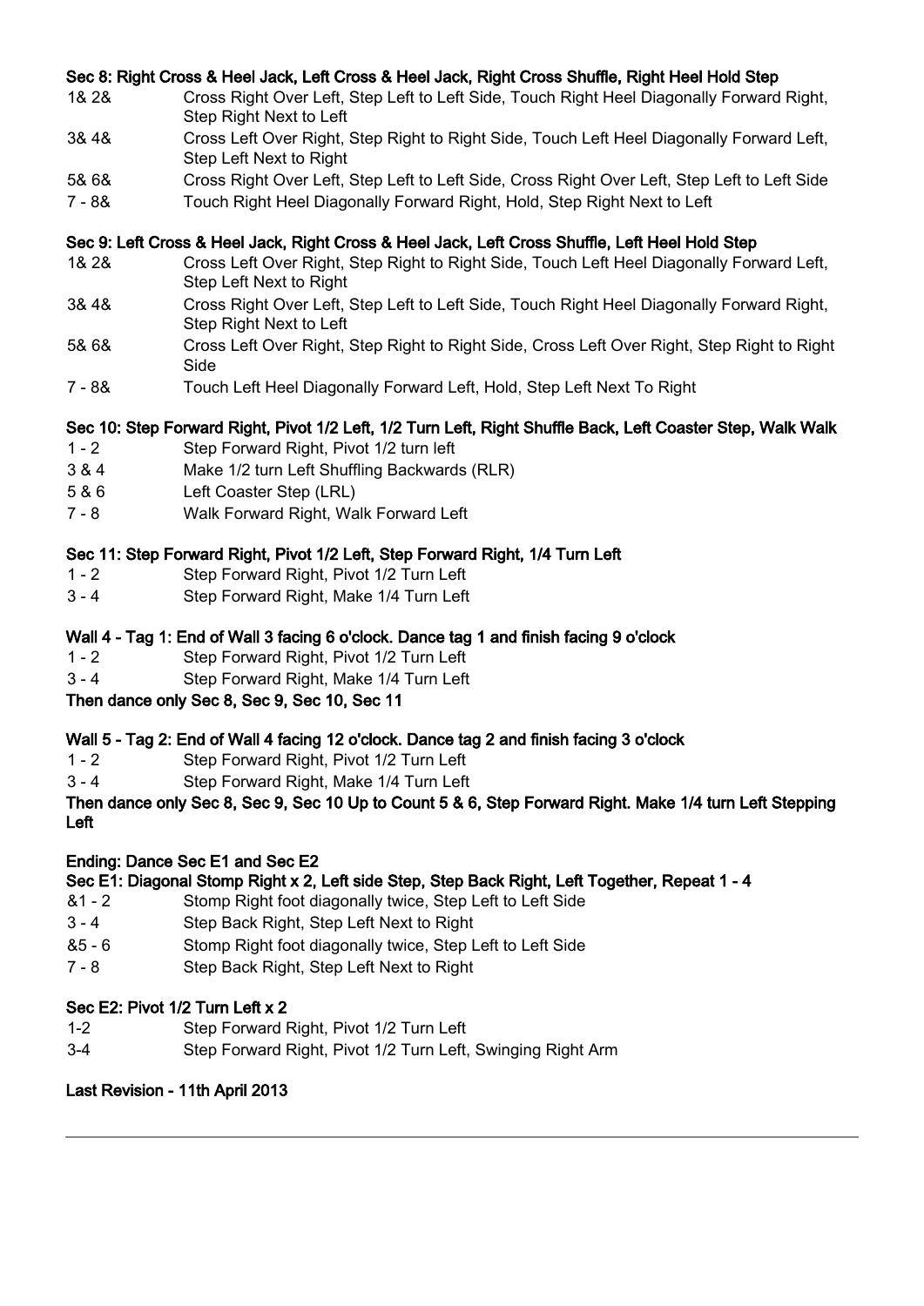### Sec 8: Right Cross & Heel Jack, Left Cross & Heel Jack, Right Cross Shuffle, Right Heel Hold Step

| | |
|---|---|
| 1& 2& | Cross Right Over Left, Step Left to Left Side, Touch Right Heel Diagonally Forward Right, Step Right Next to Left |
| 3& 4& | Cross Left Over Right, Step Right to Right Side, Touch Left Heel Diagonally Forward Left, Step Left Next to Right |
| 5& 6& | Cross Right Over Left, Step Left to Left Side, Cross Right Over Left, Step Left to Left Side |
| 7 - 8& | Touch Right Heel Diagonally Forward Right, Hold, Step Right Next to Left |

### Sec 9: Left Cross & Heel Jack, Right Cross & Heel Jack, Left Cross Shuffle, Left Heel Hold Step

| | |
|---|---|
| 1& 2& | Cross Left Over Right, Step Right to Right Side, Touch Left Heel Diagonally Forward Left, Step Left Next to Right |
| 3& 4& | Cross Right Over Left, Step Left to Left Side, Touch Right Heel Diagonally Forward Right, Step Right Next to Left |
| 5& 6& | Cross Left Over Right, Step Right to Right Side, Cross Left Over Right, Step Right to Right Side |
| 7 - 8& | Touch Left Heel Diagonally Forward Left, Hold, Step Left Next To Right |

### Sec 10: Step Forward Right, Pivot 1/2 Left, 1/2 Turn Left, Right Shuffle Back, Left Coaster Step, Walk Walk

| | |
|---|---|
| 1 - 2 | Step Forward Right, Pivot 1/2 turn left |
| 3 & 4 | Make 1/2 turn Left Shuffling Backwards (RLR) |
| 5 & 6 | Left Coaster Step (LRL) |
| 7 - 8 | Walk Forward Right, Walk Forward Left |

### Sec 11: Step Forward Right, Pivot 1/2 Left, Step Forward Right, 1/4 Turn Left

| | |
|---|---|
| 1 - 2 | Step Forward Right, Pivot 1/2 Turn Left |
| 3 - 4 | Step Forward Right, Make 1/4 Turn Left |

### Wall 4 - Tag 1: End of Wall 3 facing 6 o'clock. Dance tag 1 and finish facing 9 o'clock

| | |
|---|---|
| 1 - 2 | Step Forward Right, Pivot 1/2 Turn Left |
| 3 - 4 | Step Forward Right, Make 1/4 Turn Left |

**Then dance only Sec 8, Sec 9, Sec 10, Sec 11**

### Wall 5 - Tag 2: End of Wall 4 facing 12 o'clock. Dance tag 2 and finish facing 3 o'clock

| | |
|---|---|
| 1 - 2 | Step Forward Right, Pivot 1/2 Turn Left |
| 3 - 4 | Step Forward Right, Make 1/4 Turn Left |

**Then dance only Sec 8, Sec 9, Sec 10 Up to Count 5 & 6, Step Forward Right. Make 1/4 turn Left Stepping Left**

### Ending: Dance Sec E1 and Sec E2

### Sec E1: Diagonal Stomp Right x 2, Left side Step, Step Back Right, Left Together, Repeat 1 - 4

| | |
|---|---|
| &1 - 2 | Stomp Right foot diagonally twice, Step Left to Left Side |
| 3 - 4 | Step Back Right, Step Left Next to Right |
| &5 - 6 | Stomp Right foot diagonally twice, Step Left to Left Side |
| 7 - 8 | Step Back Right, Step Left Next to Right |

### Sec E2: Pivot 1/2 Turn Left x 2

| | |
|---|---|
| 1-2 | Step Forward Right, Pivot 1/2 Turn Left |
| 3-4 | Step Forward Right, Pivot 1/2 Turn Left, Swinging Right Arm |

**Last Revision - 11th April 2013**